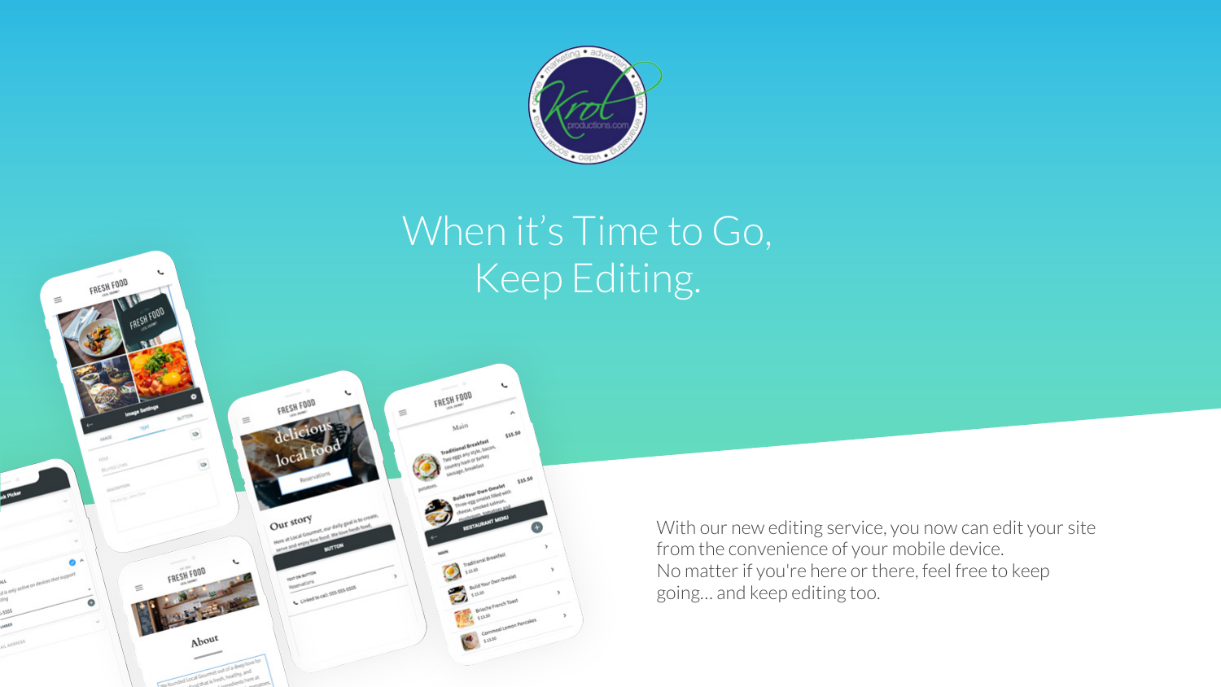# When it's Time to Go, Keep Editing.

With our new editing service, you now can edit your site from the convenience of your mobile device.
No matter if you're here or there, feel free to keep going… and keep editing too.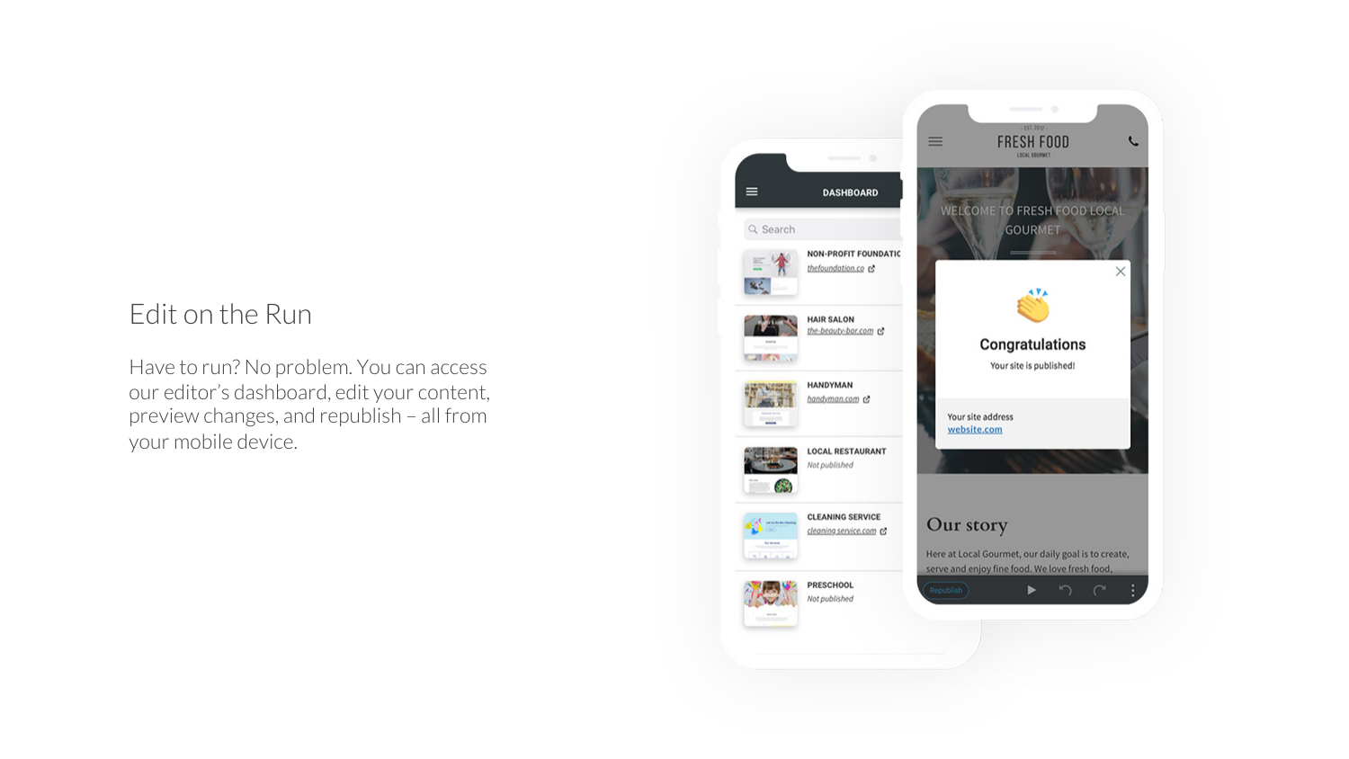## Edit on the Run

Have to run? No problem. You can access our editor's dashboard, edit your content, preview changes, and republish – all from your mobile device.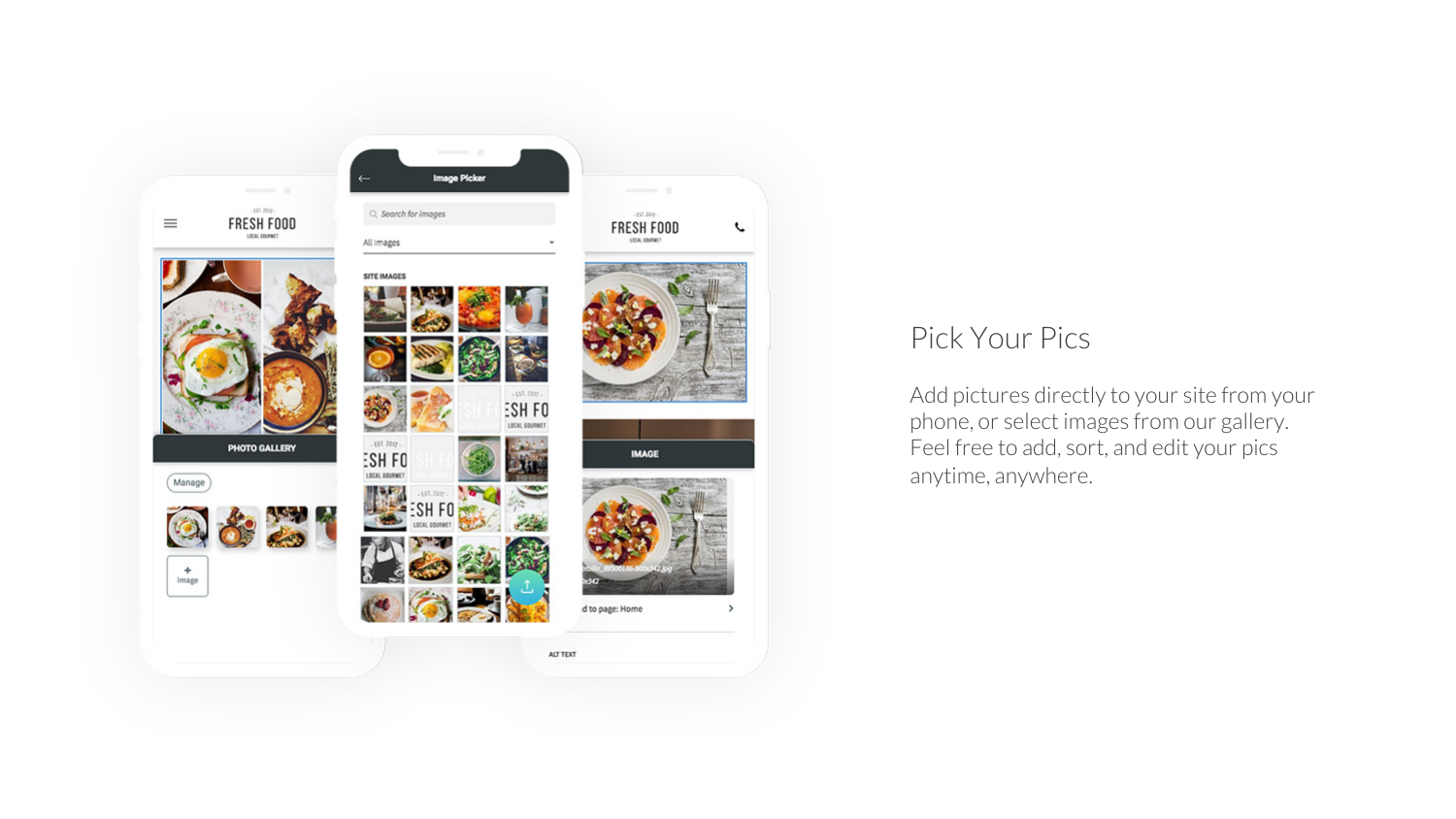## Pick Your Pics

Add pictures directly to your site from your phone, or select images from our gallery. Feel free to add, sort, and edit your pics anytime, anywhere.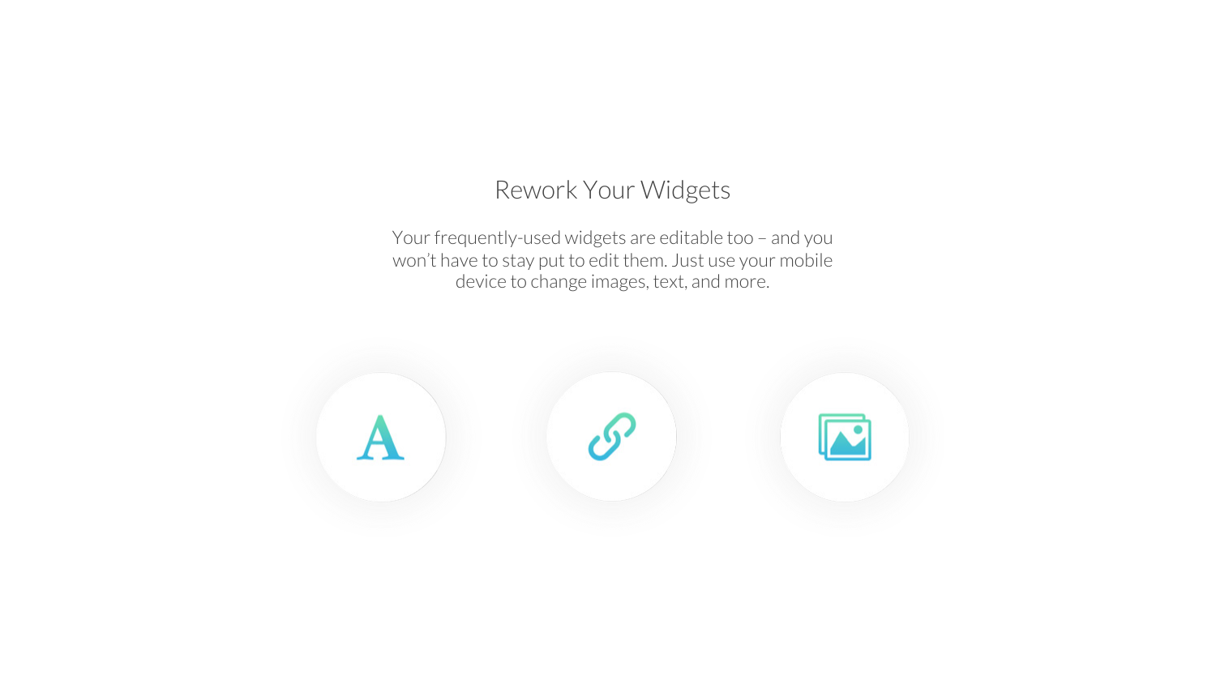# Rework Your Widgets

Your frequently-used widgets are editable too – and you won't have to stay put to edit them. Just use your mobile device to change images, text, and more.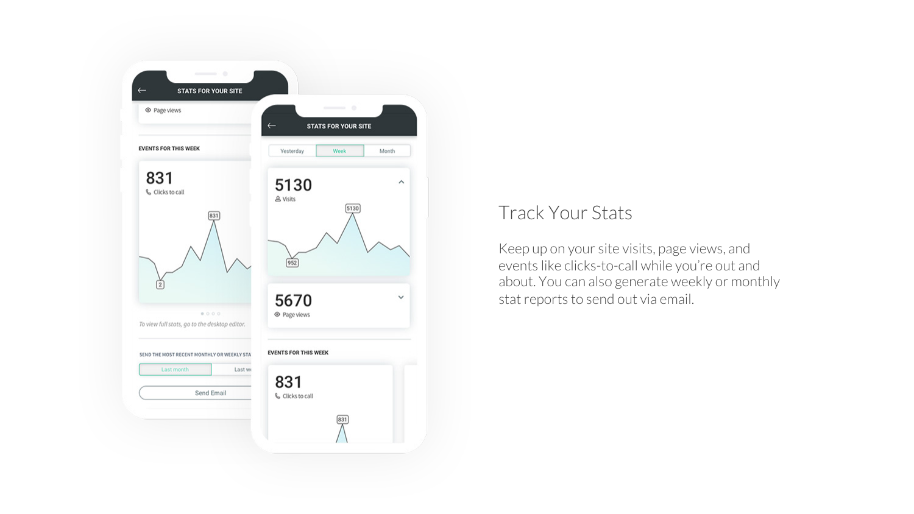## Track Your Stats

Keep up on your site visits, page views, and events like clicks-to-call while you're out and about. You can also generate weekly or monthly stat reports to send out via email.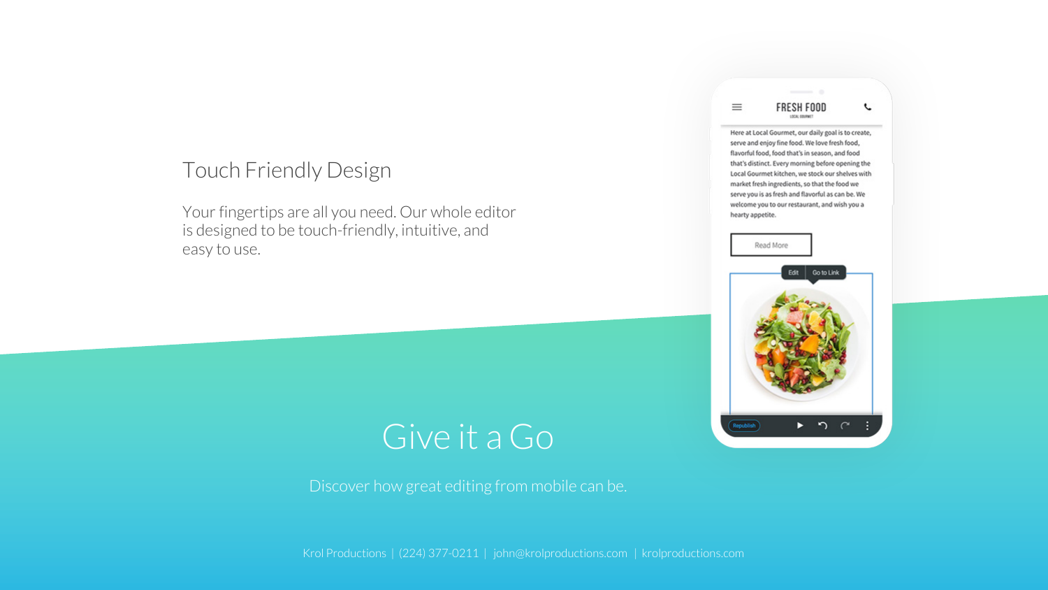## Touch Friendly Design

Your fingertips are all you need. Our whole editor is designed to be touch-friendly, intuitive, and easy to use.

# Give it a Go

Discover how great editing from mobile can be.

Krol Productions | (224) 377-0211 | john@krolproductions.com | krolproductions.com